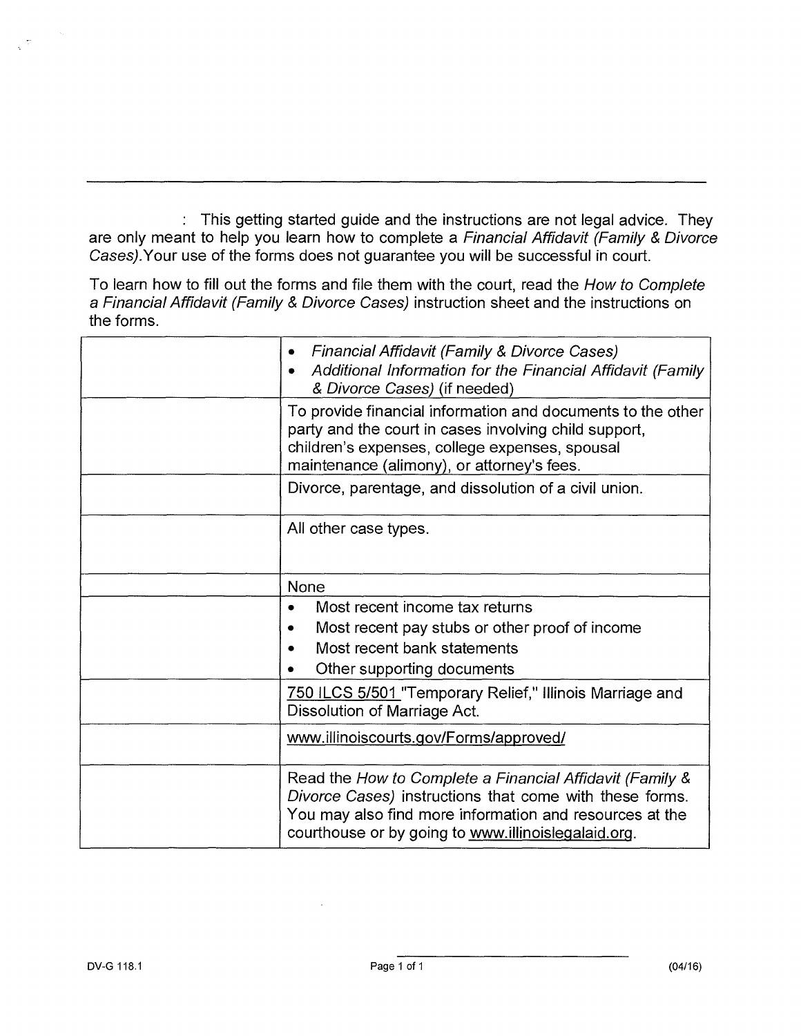: This getting started guide and the instructions are not legal advice. They are only meant to help you learn how to complete a *Financial Affidavit (Family & Divorce Cases)*.Your use of the forms does not guarantee you will be successful in court.

To learn how to fill out the forms and file them with the court, read the *How to Complete a Financial Affidavit (Family & Divorce Cases)* instruction sheet and the instructions on the forms.

| | |
|---|---|
| | • *Financial Affidavit (Family & Divorce Cases)*<br>• *Additional Information for the Financial Affidavit (Family & Divorce Cases)* (if needed) |
| | To provide financial information and documents to the other party and the court in cases involving child support, children's expenses, college expenses, spousal maintenance (alimony), or attorney's fees. |
| | Divorce, parentage, and dissolution of a civil union. |
| | All other case types. |
| | None |
| | • Most recent income tax returns<br>• Most recent pay stubs or other proof of income<br>• Most recent bank statements<br>• Other supporting documents |
| | 750 ILCS 5/501 "Temporary Relief," Illinois Marriage and Dissolution of Marriage Act. |
| | www.illinoiscourts.gov/Forms/approved/ |
| | Read the *How to Complete a Financial Affidavit (Family & Divorce Cases)* instructions that come with these forms. You may also find more information and resources at the courthouse or by going to www.illinoislegalaid.org. |

DV-G 118.1 (04/16)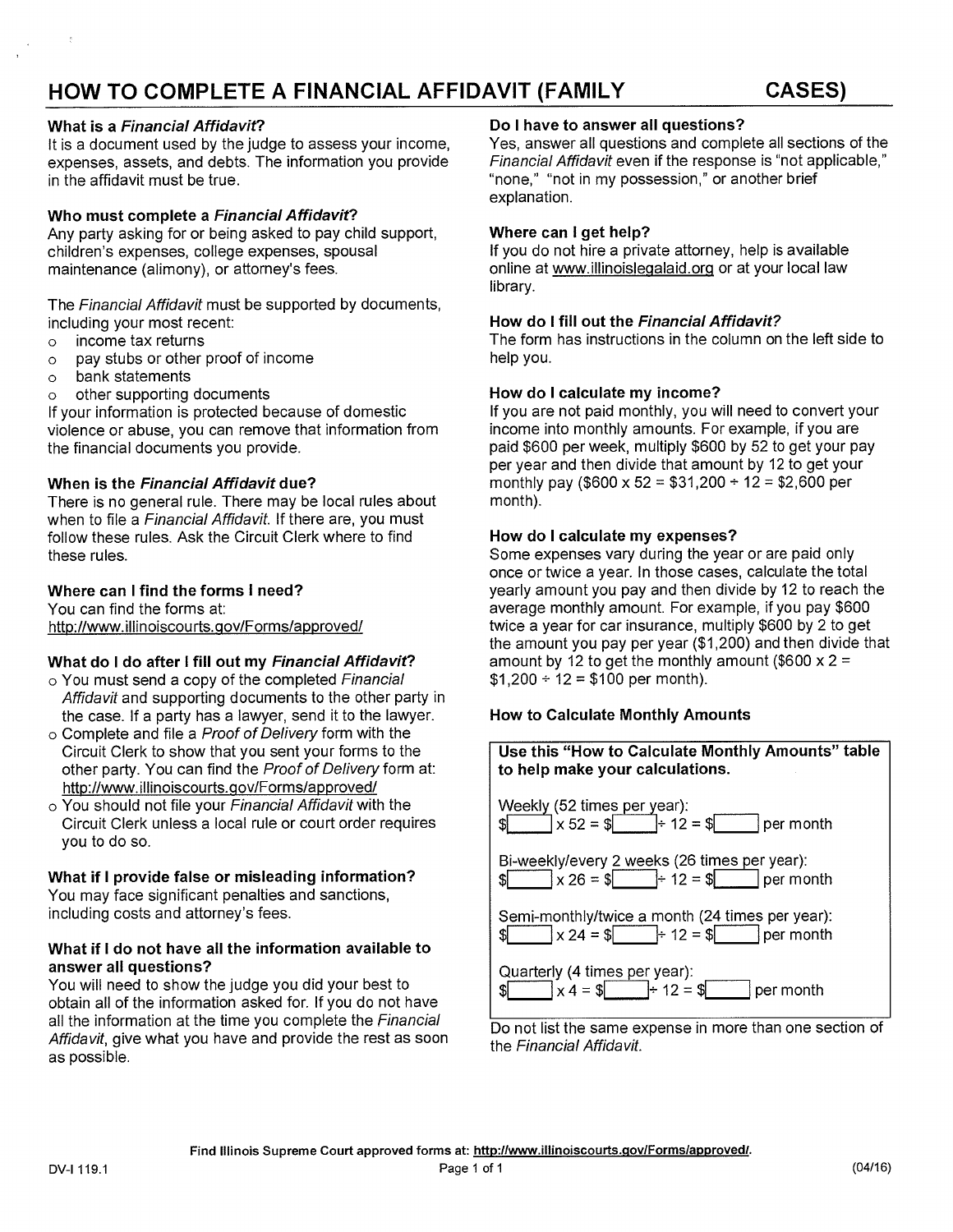# HOW TO COMPLETE A FINANCIAL AFFIDAVIT (FAMILY CASES)

### What is a *Financial Affidavit*?

It is a document used by the judge to assess your income, expenses, assets, and debts. The information you provide in the affidavit must be true.

### Who must complete a *Financial Affidavit*?

Any party asking for or being asked to pay child support, children's expenses, college expenses, spousal maintenance (alimony), or attorney's fees.

The *Financial Affidavit* must be supported by documents, including your most recent:

- income tax returns
- pay stubs or other proof of income
- bank statements
- other supporting documents

If your information is protected because of domestic violence or abuse, you can remove that information from the financial documents you provide.

### When is the *Financial Affidavit* due?

There is no general rule. There may be local rules about when to file a *Financial Affidavit*. If there are, you must follow these rules. Ask the Circuit Clerk where to find these rules.

### Where can I find the forms I need?

You can find the forms at:
http://www.illinoiscourts.gov/Forms/approved/

### What do I do after I fill out my *Financial Affidavit*?

- You must send a copy of the completed *Financial Affidavit* and supporting documents to the other party in the case. If a party has a lawyer, send it to the lawyer.
- Complete and file a *Proof of Delivery* form with the Circuit Clerk to show that you sent your forms to the other party. You can find the *Proof of Delivery* form at: http://www.illinoiscourts.gov/Forms/approved/
- You should not file your *Financial Affidavit* with the Circuit Clerk unless a local rule or court order requires you to do so.

### What if I provide false or misleading information?

You may face significant penalties and sanctions, including costs and attorney's fees.

### What if I do not have all the information available to answer all questions?

You will need to show the judge you did your best to obtain all of the information asked for. If you do not have all the information at the time you complete the *Financial Affidavit*, give what you have and provide the rest as soon as possible.

### Do I have to answer all questions?

Yes, answer all questions and complete all sections of the *Financial Affidavit* even if the response is "not applicable," "none," "not in my possession," or another brief explanation.

### Where can I get help?

If you do not hire a private attorney, help is available online at www.illinoislegalaid.org or at your local law library.

### How do I fill out the *Financial Affidavit?*

The form has instructions in the column on the left side to help you.

### How do I calculate my income?

If you are not paid monthly, you will need to convert your income into monthly amounts. For example, if you are paid $600 per week, multiply $600 by 52 to get your pay per year and then divide that amount by 12 to get your monthly pay ($600 x 52 = $31,200 ÷ 12 = $2,600 per month).

### How do I calculate my expenses?

Some expenses vary during the year or are paid only once or twice a year. In those cases, calculate the total yearly amount you pay and then divide by 12 to reach the average monthly amount. For example, if you pay $600 twice a year for car insurance, multiply $600 by 2 to get the amount you pay per year ($1,200) and then divide that amount by 12 to get the monthly amount ($600 x 2 = $1,200 ÷ 12 = $100 per month).

### How to Calculate Monthly Amounts

**Use this "How to Calculate Monthly Amounts" table to help make your calculations.**

Weekly (52 times per year):
$\_\_\_\_ x 52 = $\_\_\_\_ ÷ 12 = $\_\_\_\_ per month

Bi-weekly/every 2 weeks (26 times per year):
$\_\_\_\_ x 26 = $\_\_\_\_ ÷ 12 = $\_\_\_\_ per month

Semi-monthly/twice a month (24 times per year):
$\_\_\_\_ x 24 = $\_\_\_\_ ÷ 12 = $\_\_\_\_ per month

Quarterly (4 times per year):
$\_\_\_\_ x 4 = $\_\_\_\_ ÷ 12 = $\_\_\_\_ per month

Do not list the same expense in more than one section of the *Financial Affidavit*.

Find Illinois Supreme Court approved forms at: http://www.illinoiscourts.gov/Forms/approved/.

DV-I 119.1 (04/16)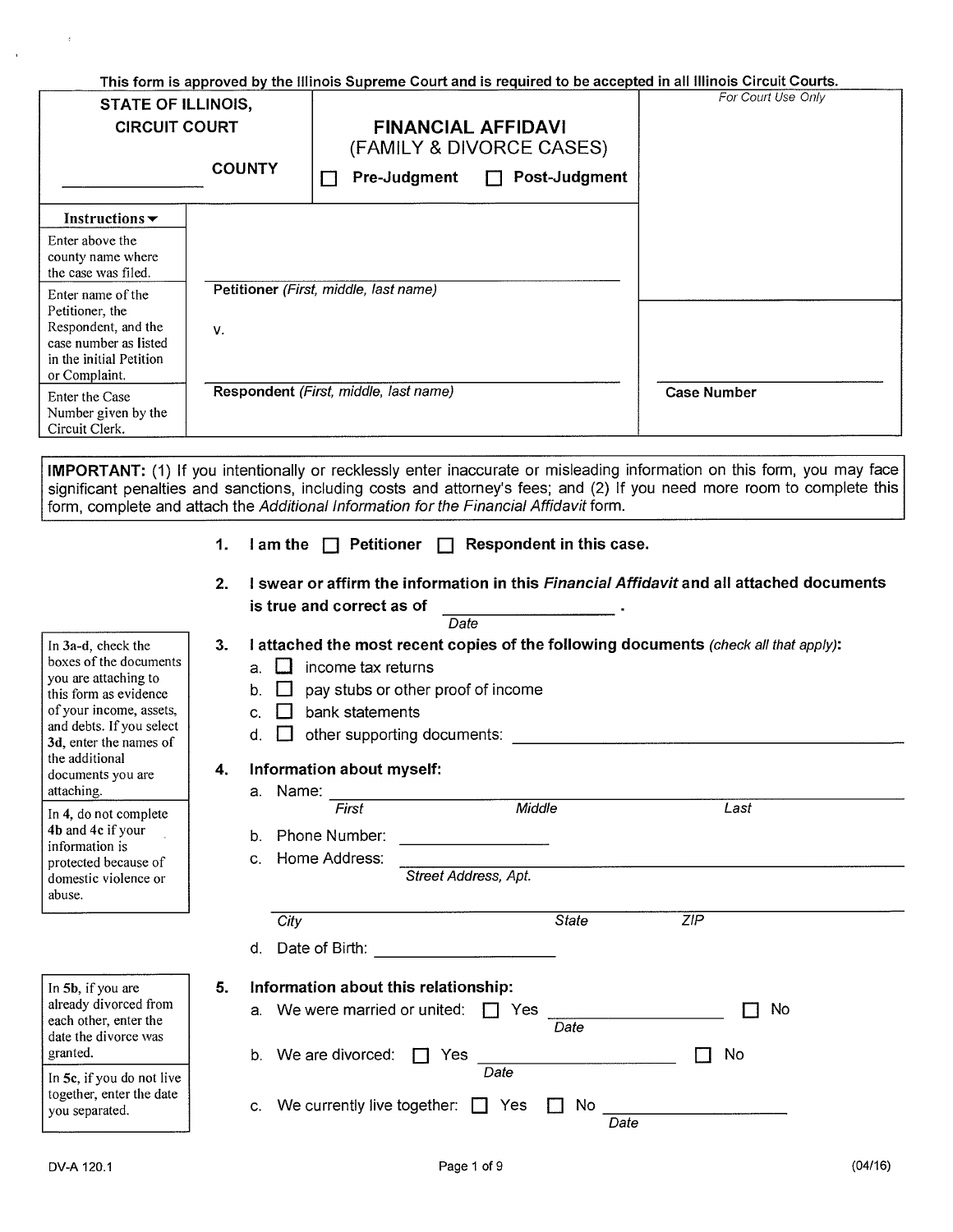This form is approved by the Illinois Supreme Court and is required to be accepted in all Illinois Circuit Courts.

| STATE OF ILLINOIS, CIRCUIT COURT | FINANCIAL AFFIDAVI (FAMILY & DIVORCE CASES) | For Court Use Only |
|---|---|---|
| ______________ COUNTY | ☐ Pre-Judgment ☐ Post-Judgment | |

| Instructions ▼ | | |
|---|---|---|
| Enter above the county name where the case was filed. | | |
| Enter name of the Petitioner, the Respondent, and the case number as listed in the initial Petition or Complaint. | ______________________________ Petitioner *(First, middle, last name)* v. | |
| Enter the Case Number given by the Circuit Clerk. | ______________________________ Respondent *(First, middle, last name)* | ______________ **Case Number** |

**IMPORTANT:** (1) If you intentionally or recklessly enter inaccurate or misleading information on this form, you may face significant penalties and sanctions, including costs and attorney's fees; and (2) If you need more room to complete this form, complete and attach the *Additional Information for the Financial Affidavit* form.

1. **I am the ☐ Petitioner ☐ Respondent in this case.**

2. **I swear or affirm the information in this *Financial Affidavit* and all attached documents is true and correct as of** ______________ .
   *Date*

*In 3a-d, check the boxes of the documents you are attaching to this form as evidence of your income, assets, and debts. If you select 3d, enter the names of the additional documents you are attaching.*

3. **I attached the most recent copies of the following documents** *(check all that apply)*:
   a. ☐ income tax returns
   b. ☐ pay stubs or other proof of income
   c. ☐ bank statements
   d. ☐ other supporting documents: ______________________________

*In 4, do not complete 4b and 4c if your information is protected because of domestic violence or abuse.*

4. **Information about myself:**
   a. Name: ______________________________
   *First* *Middle* *Last*
   b. Phone Number: ______________
   c. Home Address: ______________________________
   *Street Address, Apt.*
   ______________________________
   *City* *State* *ZIP*
   d. Date of Birth: ______________

*In 5b, if you are already divorced from each other, enter the date the divorce was granted.*

*In 5c, if you do not live together, enter the date you separated.*

5. **Information about this relationship:**
   a. We were married or united: ☐ Yes ______________ ☐ No
   *Date*
   b. We are divorced: ☐ Yes ______________ ☐ No
   *Date*
   c. We currently live together: ☐ Yes ☐ No ______________
   *Date*

DV-A 120.1 (04/16)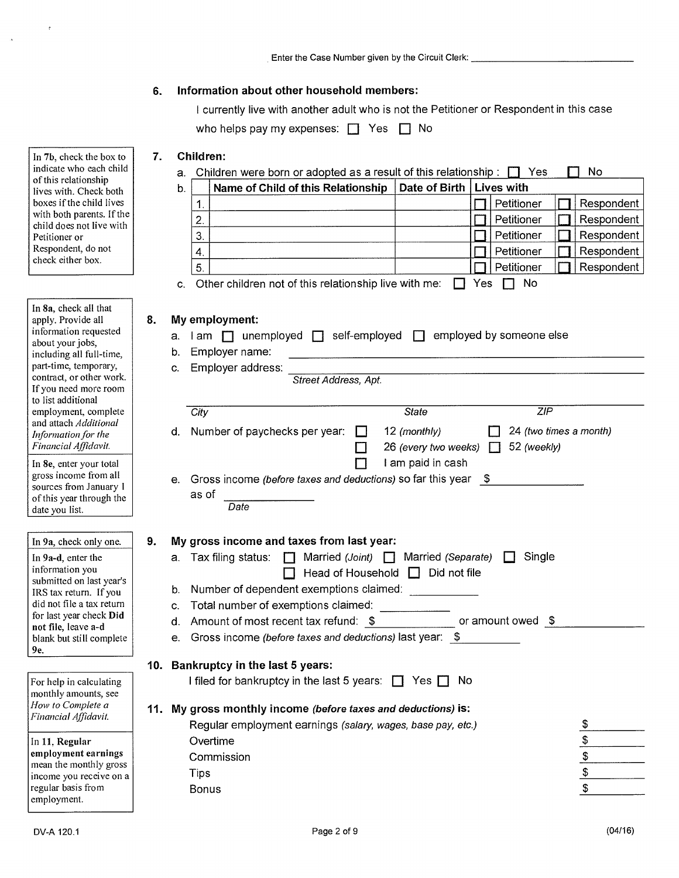Enter the Case Number given by the Circuit Clerk: ________________________________

**6. Information about other household members:**

I currently live with another adult who is not the Petitioner or Respondent in this case who helps pay my expenses: ☐ Yes ☐ No

> In **7b**, check the box to indicate who each child of this relationship lives with. Check both boxes if the child lives with both parents. If the child does not live with Petitioner or Respondent, do not check either box.

**7. Children:**

a. Children were born or adopted as a result of this relationship : ☐ Yes ☐ No

b.

| | Name of Child of this Relationship | Date of Birth | Lives with | |
|---|---|---|---|---|
| 1. | | | ☐ Petitioner | ☐ Respondent |
| 2. | | | ☐ Petitioner | ☐ Respondent |
| 3. | | | ☐ Petitioner | ☐ Respondent |
| 4. | | | ☐ Petitioner | ☐ Respondent |
| 5. | | | ☐ Petitioner | ☐ Respondent |

c. Other children not of this relationship live with me: ☐ Yes ☐ No

> In **8a**, check all that apply. Provide all information requested about your jobs, including all full-time, part-time, temporary, contract, or other work. If you need more room to list additional employment, complete and attach *Additional Information for the Financial Affidavit.*
>
> In **8e**, enter your total gross income from all sources from January 1 of this year through the date you list.

**8. My employment:**

a. I am ☐ unemployed ☐ self-employed ☐ employed by someone else

b. Employer name: ________________________________

c. Employer address: ________________________________
*Street Address, Apt.*

________________________________
*City* *State* *ZIP*

d. Number of paychecks per year: ☐ 12 *(monthly)* ☐ 24 *(two times a month)* ☐ 26 *(every two weeks)* ☐ 52 *(weekly)* ☐ I am paid in cash

e. Gross income *(before taxes and deductions)* so far this year $ ____________
as of ____________
*Date*

> In **9a**, check only one.
>
> In **9a-d**, enter the information you submitted on last year's IRS tax return. If you did not file a tax return for last year check **Did not file**, leave a-d blank but still complete **9e.**

**9. My gross income and taxes from last year:**

a. Tax filing status: ☐ Married *(Joint)* ☐ Married *(Separate)* ☐ Single ☐ Head of Household ☐ Did not file

b. Number of dependent exemptions claimed: ____________

c. Total number of exemptions claimed: ____________

d. Amount of most recent tax refund: $ ____________ or amount owed $ ____________

e. Gross income *(before taxes and deductions)* last year: $ ____________

**10. Bankruptcy in the last 5 years:**

I filed for bankruptcy in the last 5 years: ☐ Yes ☐ No

> For help in calculating monthly amounts, see *How to Complete a Financial Affidavit.*
>
> In **11**, **Regular employment earnings** mean the monthly gross income you receive on a regular basis from employment.

**11. My gross monthly income *(before taxes and deductions)* is:**

| | |
|---|---|
| Regular employment earnings *(salary, wages, base pay, etc.)* | $ |
| Overtime | $ |
| Commission | $ |
| Tips | $ |
| Bonus | $ |

DV-A 120.1 (04/16)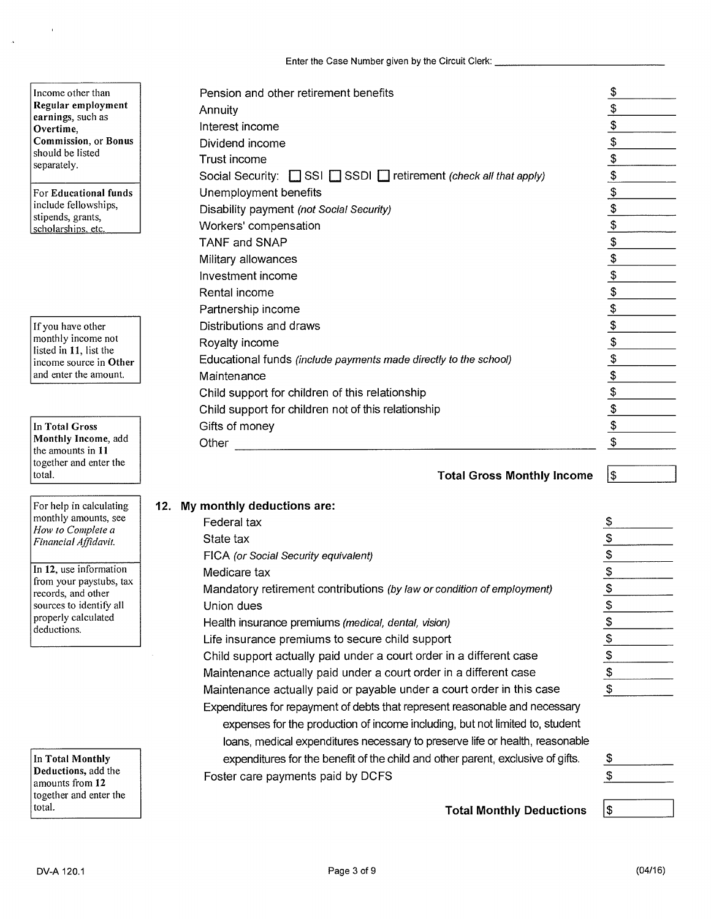Enter the Case Number given by the Circuit Clerk: ______________________________

> Income other than **Regular employment earnings**, such as **Overtime**, **Commission**, or **Bonus** should be listed separately.

> For **Educational funds** include fellowships, stipends, grants, scholarships, etc.

> If you have other monthly income not listed in **11**, list the income source in **Other** and enter the amount.

> In **Total Gross Monthly Income**, add the amounts in **11** together and enter the total.

| | |
|---|---|
| Pension and other retirement benefits | $ |
| Annuity | $ |
| Interest income | $ |
| Dividend income | $ |
| Trust income | $ |
| Social Security: ☐ SSI ☐ SSDI ☐ retirement *(check all that apply)* | $ |
| Unemployment benefits | $ |
| Disability payment *(not Social Security)* | $ |
| Workers' compensation | $ |
| TANF and SNAP | $ |
| Military allowances | $ |
| Investment income | $ |
| Rental income | $ |
| Partnership income | $ |
| Distributions and draws | $ |
| Royalty income | $ |
| Educational funds *(include payments made directly to the school)* | $ |
| Maintenance | $ |
| Child support for children of this relationship | $ |
| Child support for children not of this relationship | $ |
| Gifts of money | $ |
| Other ______________________________ | $ |
| **Total Gross Monthly Income** | $ |

> For help in calculating monthly amounts, see *How to Complete a Financial Affidavit.*

> In **12**, use information from your paystubs, tax records, and other sources to identify all properly calculated deductions.

> In **Total Monthly Deductions,** add the amounts from **12** together and enter the total.

**12. My monthly deductions are:**

| | |
|---|---|
| Federal tax | $ |
| State tax | $ |
| FICA *(or Social Security equivalent)* | $ |
| Medicare tax | $ |
| Mandatory retirement contributions *(by law or condition of employment)* | $ |
| Union dues | $ |
| Health insurance premiums *(medical, dental, vision)* | $ |
| Life insurance premiums to secure child support | $ |
| Child support actually paid under a court order in a different case | $ |
| Maintenance actually paid under a court order in a different case | $ |
| Maintenance actually paid or payable under a court order in this case | $ |
| Expenditures for repayment of debts that represent reasonable and necessary expenses for the production of income including, but not limited to, student loans, medical expenditures necessary to preserve life or health, reasonable expenditures for the benefit of the child and other parent, exclusive of gifts. | $ |
| Foster care payments paid by DCFS | $ |
| **Total Monthly Deductions** | $ |

DV-A 120.1 (04/16)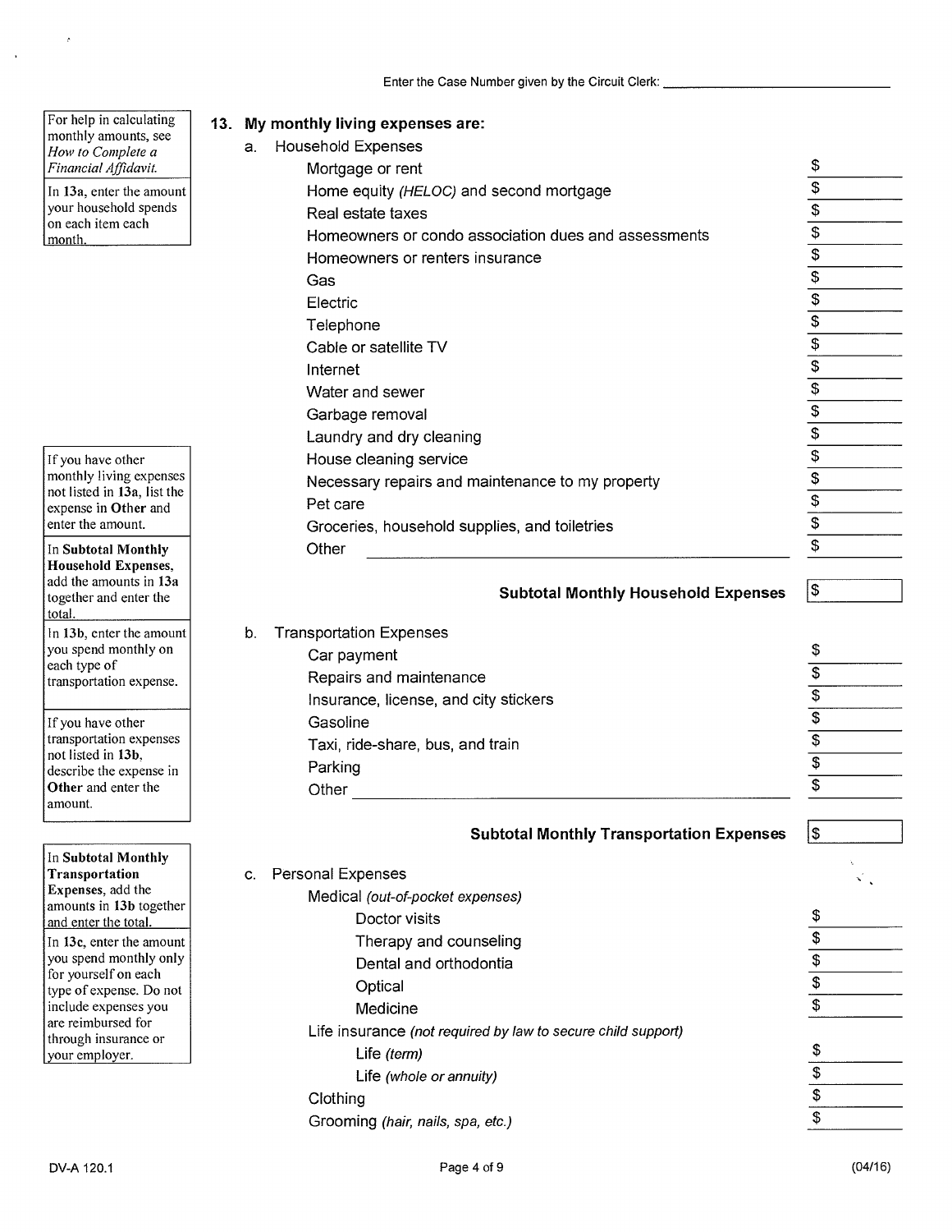Enter the Case Number given by the Circuit Clerk: ____________________

> For help in calculating monthly amounts, see *How to Complete a Financial Affidavit.*
>
> In **13a**, enter the amount your household spends on each item each month.

**13. My monthly living expenses are:**

a. Household Expenses

| | |
|---|---|
| Mortgage or rent | $ |
| Home equity *(HELOC)* and second mortgage | $ |
| Real estate taxes | $ |
| Homeowners or condo association dues and assessments | $ |
| Homeowners or renters insurance | $ |
| Gas | $ |
| Electric | $ |
| Telephone | $ |
| Cable or satellite TV | $ |
| Internet | $ |
| Water and sewer | $ |
| Garbage removal | $ |
| Laundry and dry cleaning | $ |
| House cleaning service | $ |
| Necessary repairs and maintenance to my property | $ |
| Pet care | $ |
| Groceries, household supplies, and toiletries | $ |
| Other ____________________ | $ |
| **Subtotal Monthly Household Expenses** | $ |

> If you have other monthly living expenses not listed in **13a**, list the expense in **Other** and enter the amount.
>
> In **Subtotal Monthly Household Expenses**, add the amounts in **13a** together and enter the total.
>
> In **13b**, enter the amount you spend monthly on each type of transportation expense.
>
> If you have other transportation expenses not listed in **13b**, describe the expense in **Other** and enter the amount.

b. Transportation Expenses

| | |
|---|---|
| Car payment | $ |
| Repairs and maintenance | $ |
| Insurance, license, and city stickers | $ |
| Gasoline | $ |
| Taxi, ride-share, bus, and train | $ |
| Parking | $ |
| Other ____________________ | $ |
| **Subtotal Monthly Transportation Expenses** | $ |

> In **Subtotal Monthly Transportation Expenses**, add the amounts in **13b** together and enter the total.
>
> In **13c**, enter the amount you spend monthly only for yourself on each type of expense. Do not include expenses you are reimbursed for through insurance or your employer.

c. Personal Expenses

Medical *(out-of-pocket expenses)*

| | |
|---|---|
| Doctor visits | $ |
| Therapy and counseling | $ |
| Dental and orthodontia | $ |
| Optical | $ |
| Medicine | $ |

Life insurance *(not required by law to secure child support)*

| | |
|---|---|
| Life *(term)* | $ |
| Life *(whole or annuity)* | $ |
| Clothing | $ |
| Grooming *(hair, nails, spa, etc.)* | $ |

DV-A 120.1 (04/16)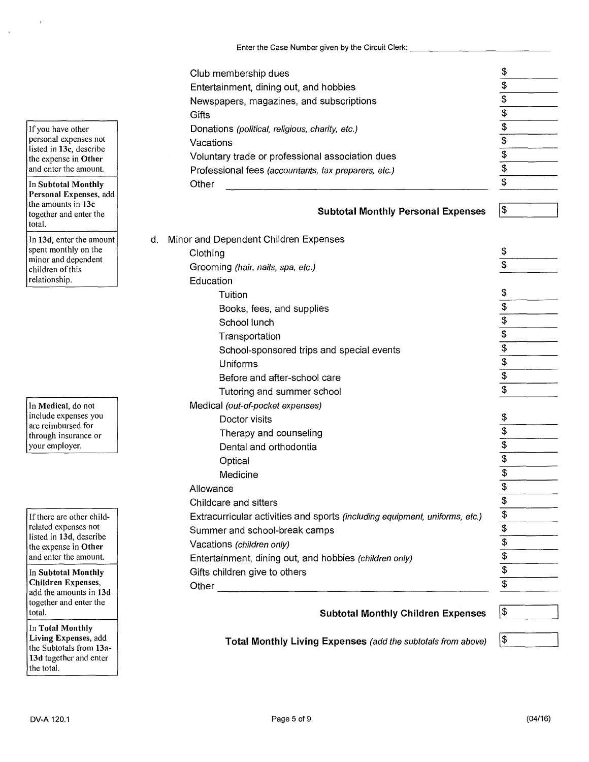Enter the Case Number given by the Circuit Clerk: ______________________

| | |
|---|---|
| Club membership dues | $ |
| Entertainment, dining out, and hobbies | $ |
| Newspapers, magazines, and subscriptions | $ |
| Gifts | $ |
| Donations *(political, religious, charity, etc.)* | $ |
| Vacations | $ |
| Voluntary trade or professional association dues | $ |
| Professional fees *(accountants, tax preparers, etc.)* | $ |
| Other ______________________ | $ |
| **Subtotal Monthly Personal Expenses** | $ |

If you have other personal expenses not listed in **13c**, describe the expense in **Other** and enter the amount.

In **Subtotal Monthly Personal Expenses**, add the amounts in **13c** together and enter the total.

In **13d**, enter the amount spent monthly on the minor and dependent children of this relationship.

d. Minor and Dependent Children Expenses

| | |
|---|---|
| Clothing | $ |
| Grooming *(hair, nails, spa, etc.)* | $ |
| Education | |
| Tuition | $ |
| Books, fees, and supplies | $ |
| School lunch | $ |
| Transportation | $ |
| School-sponsored trips and special events | $ |
| Uniforms | $ |
| Before and after-school care | $ |
| Tutoring and summer school | $ |
| Medical *(out-of-pocket expenses)* | |
| Doctor visits | $ |
| Therapy and counseling | $ |
| Dental and orthodontia | $ |
| Optical | $ |
| Medicine | $ |
| Allowance | $ |
| Childcare and sitters | $ |
| Extracurricular activities and sports *(including equipment, uniforms, etc.)* | $ |
| Summer and school-break camps | $ |
| Vacations *(children only)* | $ |
| Entertainment, dining out, and hobbies *(children only)* | $ |
| Gifts children give to others | $ |
| Other ______________________ | $ |
| **Subtotal Monthly Children Expenses** | $ |
| **Total Monthly Living Expenses** *(add the subtotals from above)* | $ |

In **Medical**, do not include expenses you are reimbursed for through insurance or your employer.

If there are other child-related expenses not listed in **13d**, describe the expense in **Other** and enter the amount.

In **Subtotal Monthly Children Expenses**, add the amounts in **13d** together and enter the total.

In **Total Monthly Living Expenses**, add the Subtotals from **13a-13d** together and enter the total.

DV-A 120.1 (04/16)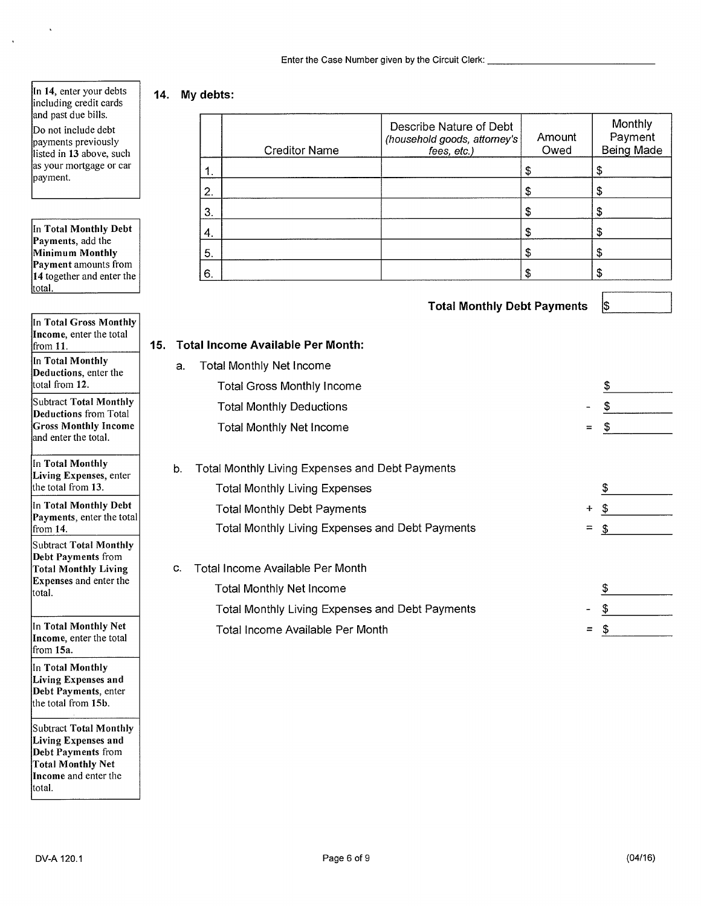Enter the Case Number given by the Circuit Clerk: ______________________________

In **14**, enter your debts including credit cards and past due bills.

Do not include debt payments previously listed in **13** above, such as your mortgage or car payment.

In **Total Monthly Debt Payments**, add the **Minimum Monthly Payment** amounts from **14** together and enter the total.

## 14. My debts:

| | Creditor Name | Describe Nature of Debt *(household goods, attorney's fees, etc.)* | Amount Owed | Monthly Payment Being Made |
|---|---|---|---|---|
| 1. | | | $ | $ |
| 2. | | | $ | $ |
| 3. | | | $ | $ |
| 4. | | | $ | $ |
| 5. | | | $ | $ |
| 6. | | | $ | $ |

**Total Monthly Debt Payments** $ __________

In **Total Gross Monthly Income**, enter the total from **11**.

In **Total Monthly Deductions**, enter the total from **12**.

Subtract **Total Monthly Deductions** from Total **Gross Monthly Income** and enter the total.

In **Total Monthly Living Expenses**, enter the total from **13**.

In **Total Monthly Debt Payments**, enter the total from **14**.

Subtract **Total Monthly Debt Payments** from **Total Monthly Living Expenses** and enter the total.

In **Total Monthly Net Income**, enter the total from **15a**.

In **Total Monthly Living Expenses and Debt Payments**, enter the total from **15b**.

Subtract **Total Monthly Living Expenses and Debt Payments** from **Total Monthly Net Income** and enter the total.

## 15. Total Income Available Per Month:

a. Total Monthly Net Income

| | | |
|---|---|---|
| Total Gross Monthly Income | | $ ______ |
| Total Monthly Deductions | - | $ ______ |
| Total Monthly Net Income | = | $ ______ |

b. Total Monthly Living Expenses and Debt Payments

| | | |
|---|---|---|
| Total Monthly Living Expenses | | $ ______ |
| Total Monthly Debt Payments | + | $ ______ |
| Total Monthly Living Expenses and Debt Payments | = | $ ______ |

c. Total Income Available Per Month

| | | |
|---|---|---|
| Total Monthly Net Income | | $ ______ |
| Total Monthly Living Expenses and Debt Payments | - | $ ______ |
| Total Income Available Per Month | = | $ ______ |

DV-A 120.1 (04/16)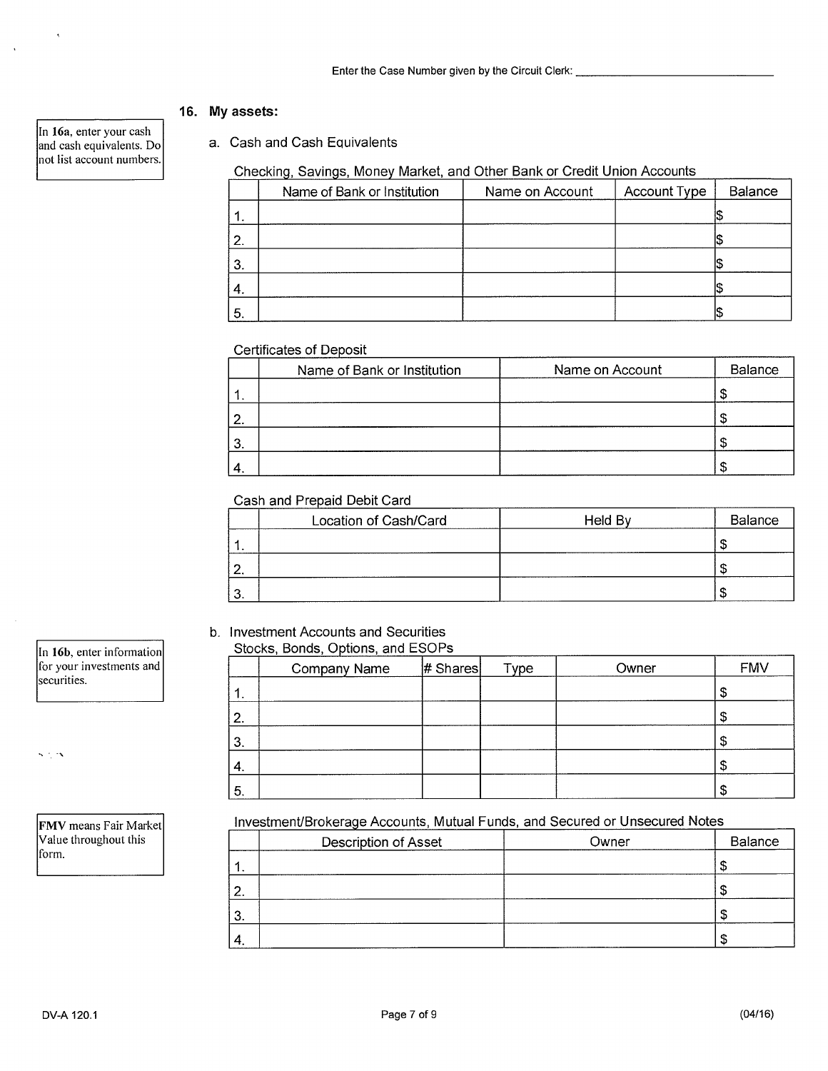Enter the Case Number given by the Circuit Clerk: ______________________________

## 16. My assets:

In **16a**, enter your cash and cash equivalents. Do not list account numbers.

a. Cash and Cash Equivalents

Checking, Savings, Money Market, and Other Bank or Credit Union Accounts

| | Name of Bank or Institution | Name on Account | Account Type | Balance |
|---|---|---|---|---|
| 1. | | | | $ |
| 2. | | | | $ |
| 3. | | | | $ |
| 4. | | | | $ |
| 5. | | | | $ |

Certificates of Deposit

| | Name of Bank or Institution | Name on Account | Balance |
|---|---|---|---|
| 1. | | | $ |
| 2. | | | $ |
| 3. | | | $ |
| 4. | | | $ |

Cash and Prepaid Debit Card

| | Location of Cash/Card | Held By | Balance |
|---|---|---|---|
| 1. | | | $ |
| 2. | | | $ |
| 3. | | | $ |

In **16b**, enter information for your investments and securities.

b. Investment Accounts and Securities

Stocks, Bonds, Options, and ESOPs

| | Company Name | # Shares | Type | Owner | FMV |
|---|---|---|---|---|---|
| 1. | | | | | $ |
| 2. | | | | | $ |
| 3. | | | | | $ |
| 4. | | | | | $ |
| 5. | | | | | $ |

**FMV** means Fair Market Value throughout this form.

Investment/Brokerage Accounts, Mutual Funds, and Secured or Unsecured Notes

| | Description of Asset | Owner | Balance |
|---|---|---|---|
| 1. | | | $ |
| 2. | | | $ |
| 3. | | | $ |
| 4. | | | $ |

DV-A 120.1 (04/16)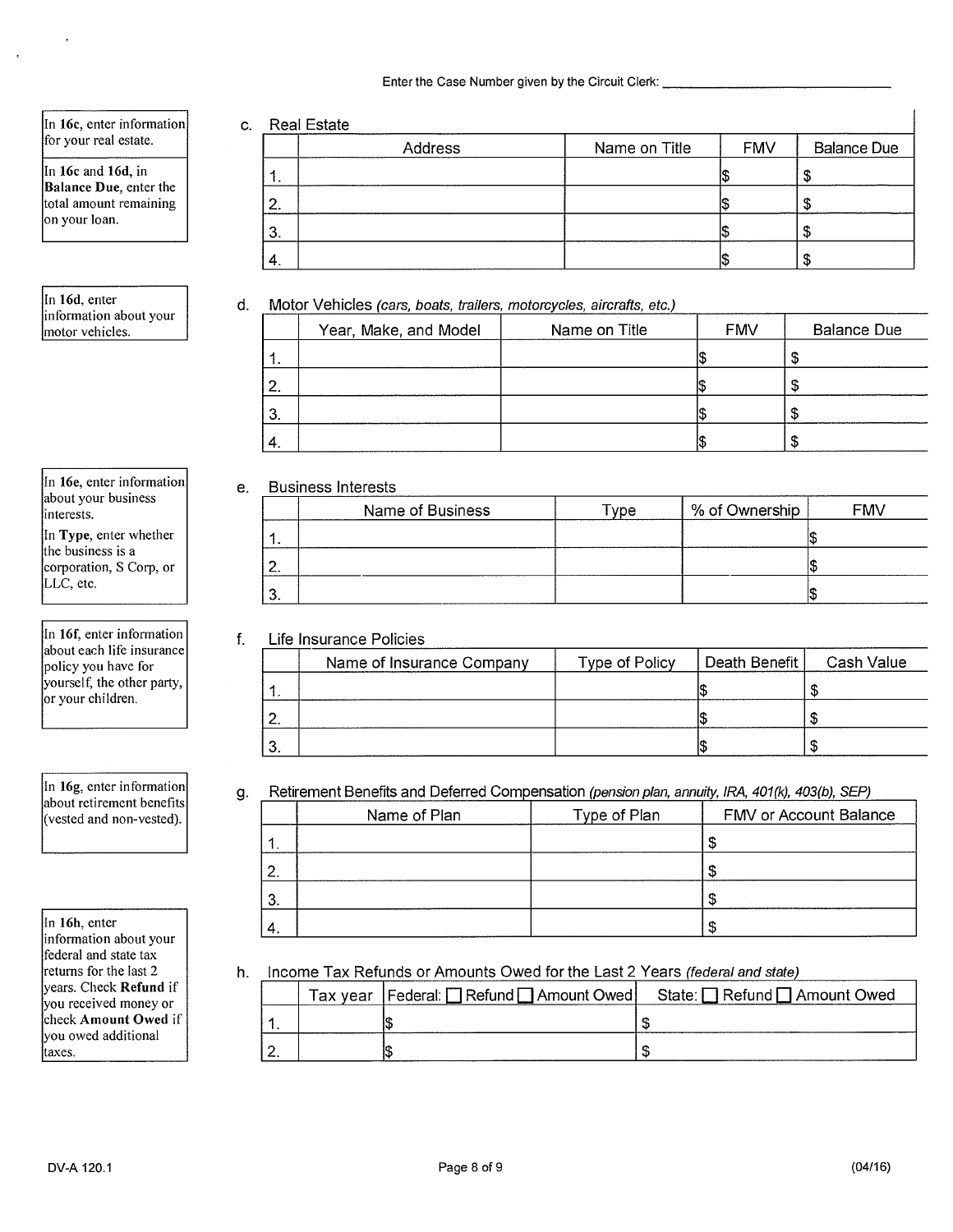Enter the Case Number given by the Circuit Clerk: ______________________________

In **16c**, enter information for your real estate.

In **16c** and **16d**, in **Balance Due**, enter the total amount remaining on your loan.

c. Real Estate

| | Address | Name on Title | FMV | Balance Due |
|---|---|---|---|---|
| 1. | | | $ | $ |
| 2. | | | $ | $ |
| 3. | | | $ | $ |
| 4. | | | $ | $ |

In **16d**, enter information about your motor vehicles.

d. Motor Vehicles *(cars, boats, trailers, motorcycles, aircrafts, etc.)*

| | Year, Make, and Model | Name on Title | FMV | Balance Due |
|---|---|---|---|---|
| 1. | | | $ | $ |
| 2. | | | $ | $ |
| 3. | | | $ | $ |
| 4. | | | $ | $ |

In **16e**, enter information about your business interests.

In **Type**, enter whether the business is a corporation, S Corp, or LLC, etc.

e. Business Interests

| | Name of Business | Type | % of Ownership | FMV |
|---|---|---|---|---|
| 1. | | | | $ |
| 2. | | | | $ |
| 3. | | | | $ |

In **16f**, enter information about each life insurance policy you have for yourself, the other party, or your children.

f. Life Insurance Policies

| | Name of Insurance Company | Type of Policy | Death Benefit | Cash Value |
|---|---|---|---|---|
| 1. | | | $ | $ |
| 2. | | | $ | $ |
| 3. | | | $ | $ |

In **16g**, enter information about retirement benefits (vested and non-vested).

g. Retirement Benefits and Deferred Compensation *(pension plan, annuity, IRA, 401(k), 403(b), SEP)*

| | Name of Plan | Type of Plan | FMV or Account Balance |
|---|---|---|---|
| 1. | | | $ |
| 2. | | | $ |
| 3. | | | $ |
| 4. | | | $ |

In **16h**, enter information about your federal and state tax returns for the last 2 years. Check **Refund** if you received money or check **Amount Owed** if you owed additional taxes.

h. Income Tax Refunds or Amounts Owed for the Last 2 Years *(federal and state)*

| | Tax year | Federal: ☐ Refund ☐ Amount Owed | State: ☐ Refund ☐ Amount Owed |
|---|---|---|---|
| 1. | | $ | $ |
| 2. | | $ | $ |

DV-A 120.1 (04/16)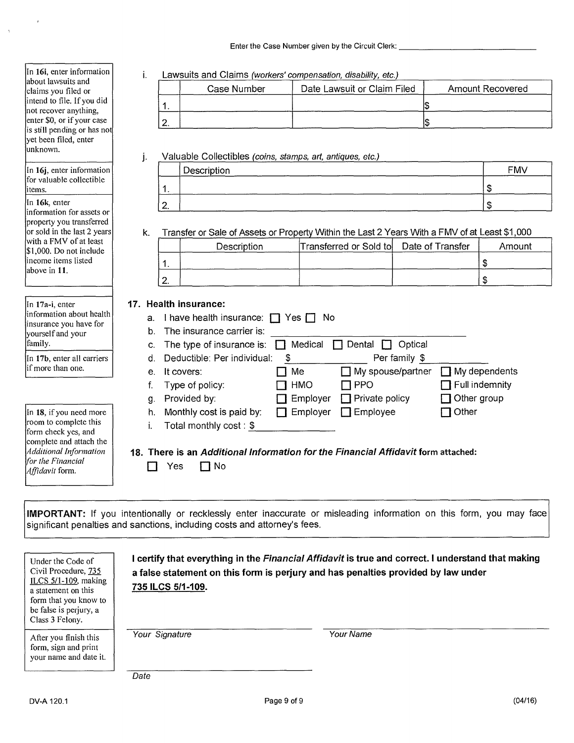Enter the Case Number given by the Circuit Clerk: _______________

In **16i**, enter information about lawsuits and claims you filed or intend to file. If you did not recover anything, enter $0, or if your case is still pending or has not yet been filed, enter unknown.

i. Lawsuits and Claims *(workers' compensation, disability, etc.)*

| | Case Number | Date Lawsuit or Claim Filed | Amount Recovered |
|---|---|---|---|
| 1. | | | $ |
| 2. | | | $ |

In **16j**, enter information for valuable collectible items.

j. Valuable Collectibles *(coins, stamps, art, antiques, etc.)*

| | Description | FMV |
|---|---|---|
| 1. | | $ |
| 2. | | $ |

In **16k**, enter information for assets or property you transferred or sold in the last 2 years with a FMV of at least $1,000. Do not include income items listed above in **11**.

k. Transfer or Sale of Assets or Property Within the Last 2 Years With a FMV of at Least $1,000

| | Description | Transferred or Sold to | Date of Transfer | Amount |
|---|---|---|---|---|
| 1. | | | | $ |
| 2. | | | | $ |

In **17a-i**, enter information about health insurance you have for yourself and your family.

In **17b**, enter all carriers if more than one.

**17. Health insurance:**

a. I have health insurance: ☐ Yes ☐ No

b. The insurance carrier is: _______________

c. The type of insurance is: ☐ Medical ☐ Dental ☐ Optical

d. Deductible: Per individual: $ _______ Per family $ _______

e. It covers: ☐ Me ☐ My spouse/partner ☐ My dependents

f. Type of policy: ☐ HMO ☐ PPO ☐ Full indemnity

g. Provided by: ☐ Employer ☐ Private policy ☐ Other group

h. Monthly cost is paid by: ☐ Employer ☐ Employee ☐ Other

i. Total monthly cost : $ _______________

In **18**, if you need more room to complete this form check yes, and complete and attach the *Additional Information for the Financial Affidavit* form.

**18. There is an *Additional Information for the Financial Affidavit* form attached:**

☐ Yes ☐ No

**IMPORTANT:** If you intentionally or recklessly enter inaccurate or misleading information on this form, you may face significant penalties and sanctions, including costs and attorney's fees.

Under the Code of Civil Procedure, 735 ILCS 5/1-109, making a statement on this form that you know to be false is perjury, a Class 3 Felony.

**I certify that everything in the *Financial Affidavit* is true and correct. I understand that making a false statement on this form is perjury and has penalties provided by law under 735 ILCS 5/1-109.**

After you finish this form, sign and print your name and date it.

_______________ *Your Signature*

_______________ *Your Name*

_______________ *Date*

DV-A 120.1 (04/16)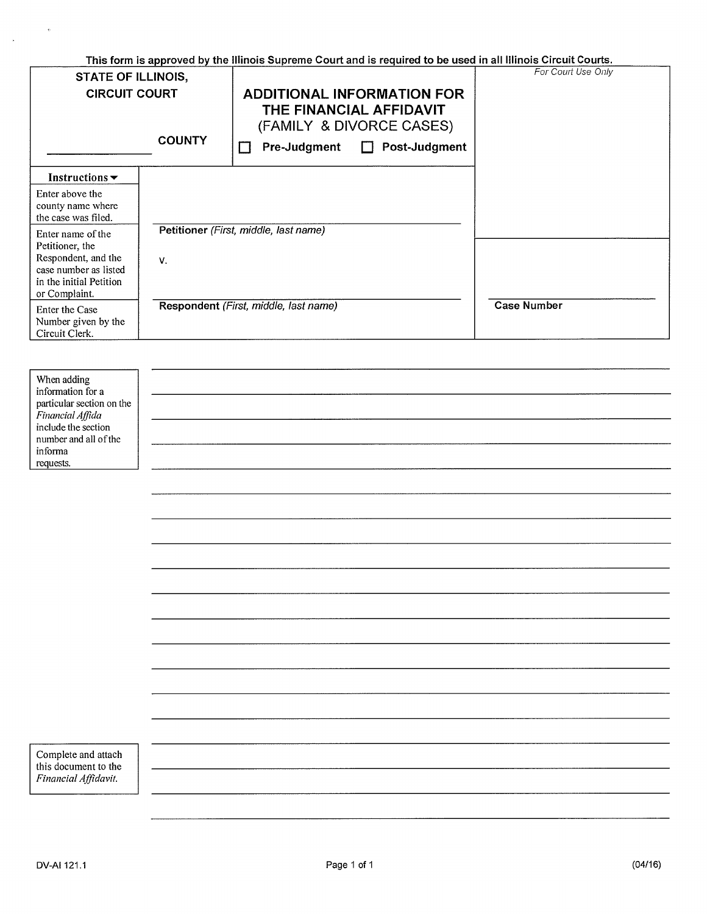This form is approved by the Illinois Supreme Court and is required to be used in all Illinois Circuit Courts.

| STATE OF ILLINOIS, CIRCUIT COURT<br><br>\_\_\_\_\_\_\_\_\_\_\_\_ COUNTY | **ADDITIONAL INFORMATION FOR THE FINANCIAL AFFIDAVIT** (FAMILY & DIVORCE CASES)<br><br>☐ Pre-Judgment ☐ Post-Judgment | *For Court Use Only* |
|---|---|---|

| **Instructions ▼** | | |
|---|---|---|
| Enter above the county name where the case was filed. | | |
| Enter name of the Petitioner, the Respondent, and the case number as listed in the initial Petition or Complaint. | **Petitioner** *(First, middle, last name)*<br><br>v. | |
| Enter the Case Number given by the Circuit Clerk. | **Respondent** *(First, middle, last name)* | **Case Number** |

When adding information for a particular section on the *Financial Affida* include the section number and all of the informa requests.

______________________________________________________________________

______________________________________________________________________

______________________________________________________________________

______________________________________________________________________

______________________________________________________________________

______________________________________________________________________

______________________________________________________________________

______________________________________________________________________

______________________________________________________________________

______________________________________________________________________

______________________________________________________________________

______________________________________________________________________

______________________________________________________________________

______________________________________________________________________

______________________________________________________________________

______________________________________________________________________

______________________________________________________________________

______________________________________________________________________

______________________________________________________________________

Complete and attach this document to the *Financial Affidavit*.

DV-AI 121.1 (04/16)